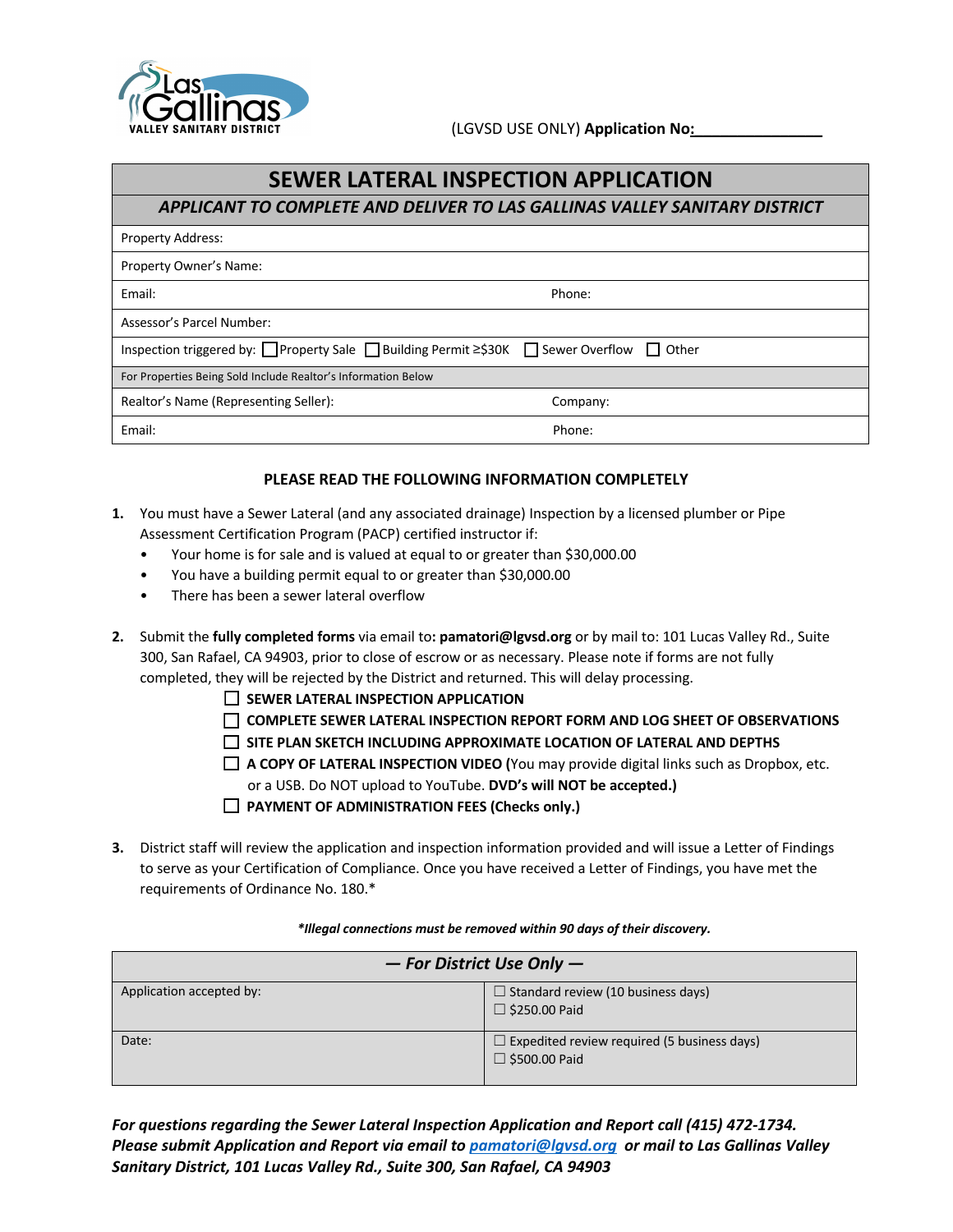Las Gallinas VALLEY SANITARY DISTRICT

(LGVSD USE ONLY) **Application No:** _______________

# SEWER LATERAL INSPECTION APPLICATION

***APPLICANT TO COMPLETE AND DELIVER TO LAS GALLINAS VALLEY SANITARY DISTRICT***

| | |
|---|---|
| Property Address: | |
| Property Owner's Name: | |
| Email: | Phone: |
| Assessor's Parcel Number: | |
| Inspection triggered by: ☐ Property Sale ☐ Building Permit ≥$30K ☐ Sewer Overflow ☐ Other | |
| For Properties Being Sold Include Realtor's Information Below | |
| Realtor's Name (Representing Seller): | Company: |
| Email: | Phone: |

**PLEASE READ THE FOLLOWING INFORMATION COMPLETELY**

1. You must have a Sewer Lateral (and any associated drainage) Inspection by a licensed plumber or Pipe Assessment Certification Program (PACP) certified instructor if:
   - Your home is for sale and is valued at equal to or greater than $30,000.00
   - You have a building permit equal to or greater than $30,000.00
   - There has been a sewer lateral overflow

2. Submit the **fully completed forms** via email to**: pamatori@lgvsd.org** or by mail to: 101 Lucas Valley Rd., Suite 300, San Rafael, CA 94903, prior to close of escrow or as necessary. Please note if forms are not fully completed, they will be rejected by the District and returned. This will delay processing.
   - ☐ **SEWER LATERAL INSPECTION APPLICATION**
   - ☐ **COMPLETE SEWER LATERAL INSPECTION REPORT FORM AND LOG SHEET OF OBSERVATIONS**
   - ☐ **SITE PLAN SKETCH INCLUDING APPROXIMATE LOCATION OF LATERAL AND DEPTHS**
   - ☐ **A COPY OF LATERAL INSPECTION VIDEO (**You may provide digital links such as Dropbox, etc. or a USB. Do NOT upload to YouTube. **DVD's will NOT be accepted.)**
   - ☐ **PAYMENT OF ADMINISTRATION FEES (Checks only.)**

3. District staff will review the application and inspection information provided and will issue a Letter of Findings to serve as your Certification of Compliance. Once you have received a Letter of Findings, you have met the requirements of Ordinance No. 180.*

***Illegal connections must be removed within 90 days of their discovery.***

| ***— For District Use Only —*** | |
|---|---|
| Application accepted by: | ☐ Standard review (10 business days)<br>☐ $250.00 Paid |
| Date: | ☐ Expedited review required (5 business days)<br>☐ $500.00 Paid |

***For questions regarding the Sewer Lateral Inspection Application and Report call (415) 472-1734. Please submit Application and Report via email to pamatori@lgvsd.org or mail to Las Gallinas Valley Sanitary District, 101 Lucas Valley Rd., Suite 300, San Rafael, CA 94903***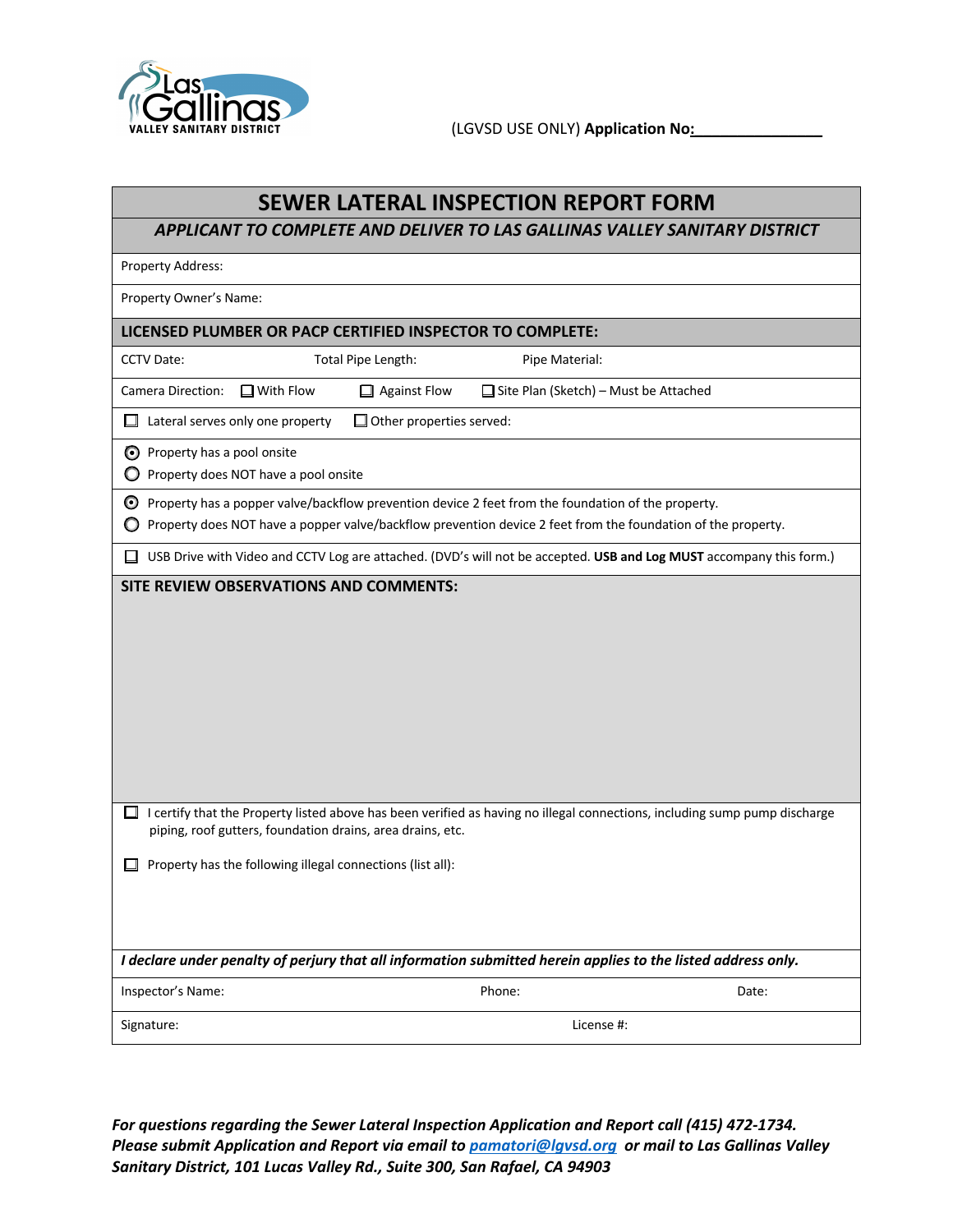Las Gallinas VALLEY SANITARY DISTRICT

(LGVSD USE ONLY) **Application No:**_______________

# SEWER LATERAL INSPECTION REPORT FORM

***APPLICANT TO COMPLETE AND DELIVER TO LAS GALLINAS VALLEY SANITARY DISTRICT***

Property Address:

Property Owner's Name:

## LICENSED PLUMBER OR PACP CERTIFIED INSPECTOR TO COMPLETE:

CCTV Date: Total Pipe Length: Pipe Material:

Camera Direction: ☐ With Flow ☐ Against Flow ☐ Site Plan (Sketch) – Must be Attached

☐ Lateral serves only one property ☐ Other properties served:

◉ Property has a pool onsite
○ Property does NOT have a pool onsite

◉ Property has a popper valve/backflow prevention device 2 feet from the foundation of the property.
○ Property does NOT have a popper valve/backflow prevention device 2 feet from the foundation of the property.

☐ USB Drive with Video and CCTV Log are attached. (DVD's will not be accepted. **USB and Log MUST** accompany this form.)

## SITE REVIEW OBSERVATIONS AND COMMENTS:

☐ I certify that the Property listed above has been verified as having no illegal connections, including sump pump discharge piping, roof gutters, foundation drains, area drains, etc.

☐ Property has the following illegal connections (list all):

***I declare under penalty of perjury that all information submitted herein applies to the listed address only.***

Inspector's Name: Phone: Date:

Signature: License #:

***For questions regarding the Sewer Lateral Inspection Application and Report call (415) 472-1734. Please submit Application and Report via email to pamatori@lgvsd.org or mail to Las Gallinas Valley Sanitary District, 101 Lucas Valley Rd., Suite 300, San Rafael, CA 94903***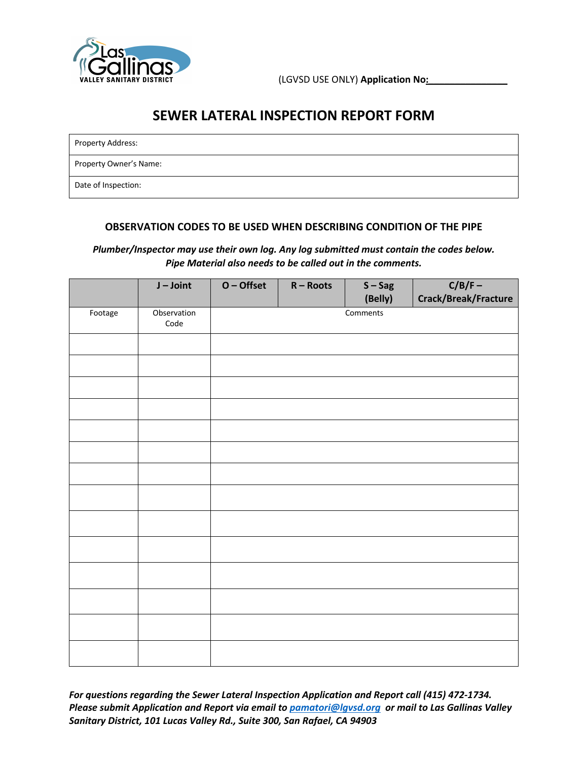Las Gallinas VALLEY SANITARY DISTRICT

(LGVSD USE ONLY) **Application No:**\_\_\_\_\_\_\_\_\_\_\_\_\_\_\_

# SEWER LATERAL INSPECTION REPORT FORM

| |
|---|
| Property Address: |
| Property Owner's Name: |
| Date of Inspection: |

## OBSERVATION CODES TO BE USED WHEN DESCRIBING CONDITION OF THE PIPE

***Plumber/Inspector may use their own log. Any log submitted must contain the codes below.***
***Pipe Material also needs to be called out in the comments.***

| | **J – Joint** | **O – Offset** | **R – Roots** | **S – Sag (Belly)** | **C/B/F – Crack/Break/Fracture** |
|---|---|---|---|---|---|
| Footage | Observation Code | Comments | | | |
| | | | | | |
| | | | | | |
| | | | | | |
| | | | | | |
| | | | | | |
| | | | | | |
| | | | | | |
| | | | | | |
| | | | | | |
| | | | | | |
| | | | | | |
| | | | | | |
| | | | | | |
| | | | | | |
| | | | | | |

***For questions regarding the Sewer Lateral Inspection Application and Report call (415) 472-1734. Please submit Application and Report via email to pamatori@lgvsd.org or mail to Las Gallinas Valley Sanitary District, 101 Lucas Valley Rd., Suite 300, San Rafael, CA 94903***